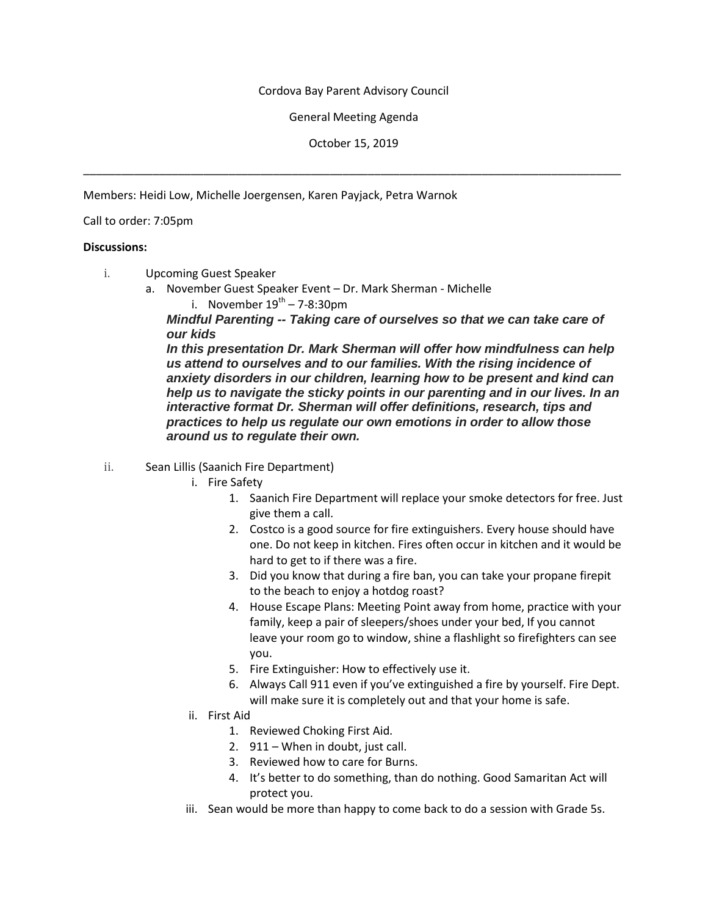Cordova Bay Parent Advisory Council

General Meeting Agenda

October 15, 2019

---

Members: Heidi Low, Michelle Joergensen, Karen Payjack, Petra Warnok

Call to order: 7:05pm

**Discussions:**

i. Upcoming Guest Speaker
   a. November Guest Speaker Event – Dr. Mark Sherman - Michelle
      i. November 19th – 7-8:30pm

      ***Mindful Parenting -- Taking care of ourselves so that we can take care of our kids***

      ***In this presentation Dr. Mark Sherman will offer how mindfulness can help us attend to ourselves and to our families. With the rising incidence of anxiety disorders in our children, learning how to be present and kind can help us to navigate the sticky points in our parenting and in our lives. In an interactive format Dr. Sherman will offer definitions, research, tips and practices to help us regulate our own emotions in order to allow those around us to regulate their own.***

ii. Sean Lillis (Saanich Fire Department)
   i. Fire Safety
      1. Saanich Fire Department will replace your smoke detectors for free. Just give them a call.
      2. Costco is a good source for fire extinguishers. Every house should have one. Do not keep in kitchen. Fires often occur in kitchen and it would be hard to get to if there was a fire.
      3. Did you know that during a fire ban, you can take your propane firepit to the beach to enjoy a hotdog roast?
      4. House Escape Plans: Meeting Point away from home, practice with your family, keep a pair of sleepers/shoes under your bed, If you cannot leave your room go to window, shine a flashlight so firefighters can see you.
      5. Fire Extinguisher: How to effectively use it.
      6. Always Call 911 even if you've extinguished a fire by yourself. Fire Dept. will make sure it is completely out and that your home is safe.
   ii. First Aid
      1. Reviewed Choking First Aid.
      2. 911 – When in doubt, just call.
      3. Reviewed how to care for Burns.
      4. It's better to do something, than do nothing. Good Samaritan Act will protect you.
   iii. Sean would be more than happy to come back to do a session with Grade 5s.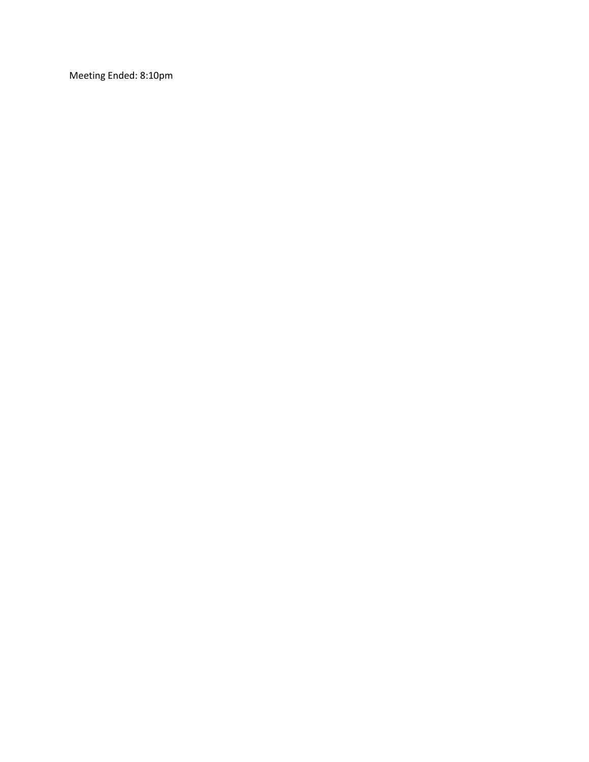Meeting Ended: 8:10pm